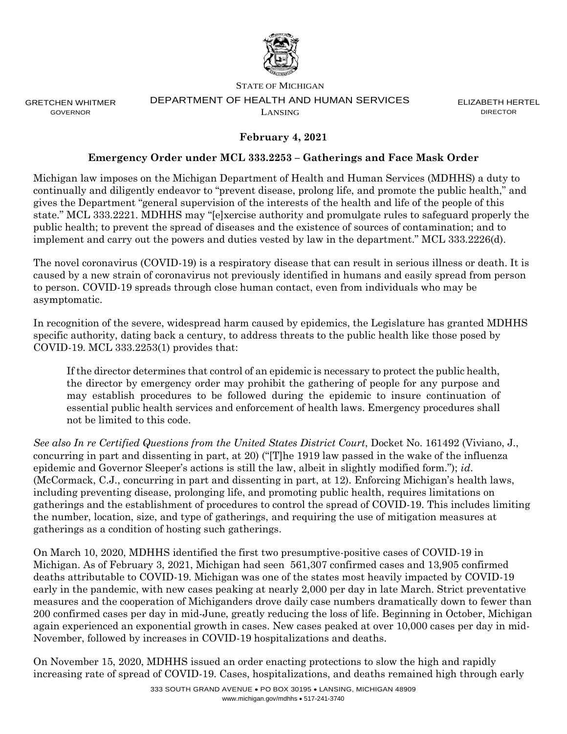STATE OF MICHIGAN

GRETCHEN WHITMER
GOVERNOR

DEPARTMENT OF HEALTH AND HUMAN SERVICES
LANSING

ELIZABETH HERTEL
DIRECTOR

**February 4, 2021**

**Emergency Order under MCL 333.2253 – Gatherings and Face Mask Order**

Michigan law imposes on the Michigan Department of Health and Human Services (MDHHS) a duty to continually and diligently endeavor to "prevent disease, prolong life, and promote the public health," and gives the Department "general supervision of the interests of the health and life of the people of this state." MCL 333.2221. MDHHS may "[e]xercise authority and promulgate rules to safeguard properly the public health; to prevent the spread of diseases and the existence of sources of contamination; and to implement and carry out the powers and duties vested by law in the department." MCL 333.2226(d).

The novel coronavirus (COVID-19) is a respiratory disease that can result in serious illness or death. It is caused by a new strain of coronavirus not previously identified in humans and easily spread from person to person. COVID-19 spreads through close human contact, even from individuals who may be asymptomatic.

In recognition of the severe, widespread harm caused by epidemics, the Legislature has granted MDHHS specific authority, dating back a century, to address threats to the public health like those posed by COVID-19. MCL 333.2253(1) provides that:

> If the director determines that control of an epidemic is necessary to protect the public health, the director by emergency order may prohibit the gathering of people for any purpose and may establish procedures to be followed during the epidemic to insure continuation of essential public health services and enforcement of health laws. Emergency procedures shall not be limited to this code.

*See also In re Certified Questions from the United States District Court*, Docket No. 161492 (Viviano, J., concurring in part and dissenting in part, at 20) ("[T]he 1919 law passed in the wake of the influenza epidemic and Governor Sleeper's actions is still the law, albeit in slightly modified form."); *id.* (McCormack, C.J., concurring in part and dissenting in part, at 12). Enforcing Michigan's health laws, including preventing disease, prolonging life, and promoting public health, requires limitations on gatherings and the establishment of procedures to control the spread of COVID-19. This includes limiting the number, location, size, and type of gatherings, and requiring the use of mitigation measures at gatherings as a condition of hosting such gatherings.

On March 10, 2020, MDHHS identified the first two presumptive-positive cases of COVID-19 in Michigan. As of February 3, 2021, Michigan had seen 561,307 confirmed cases and 13,905 confirmed deaths attributable to COVID-19. Michigan was one of the states most heavily impacted by COVID-19 early in the pandemic, with new cases peaking at nearly 2,000 per day in late March. Strict preventative measures and the cooperation of Michiganders drove daily case numbers dramatically down to fewer than 200 confirmed cases per day in mid-June, greatly reducing the loss of life. Beginning in October, Michigan again experienced an exponential growth in cases. New cases peaked at over 10,000 cases per day in mid-November, followed by increases in COVID-19 hospitalizations and deaths.

On November 15, 2020, MDHHS issued an order enacting protections to slow the high and rapidly increasing rate of spread of COVID-19. Cases, hospitalizations, and deaths remained high through early

333 SOUTH GRAND AVENUE • PO BOX 30195 • LANSING, MICHIGAN 48909
www.michigan.gov/mdhhs • 517-241-3740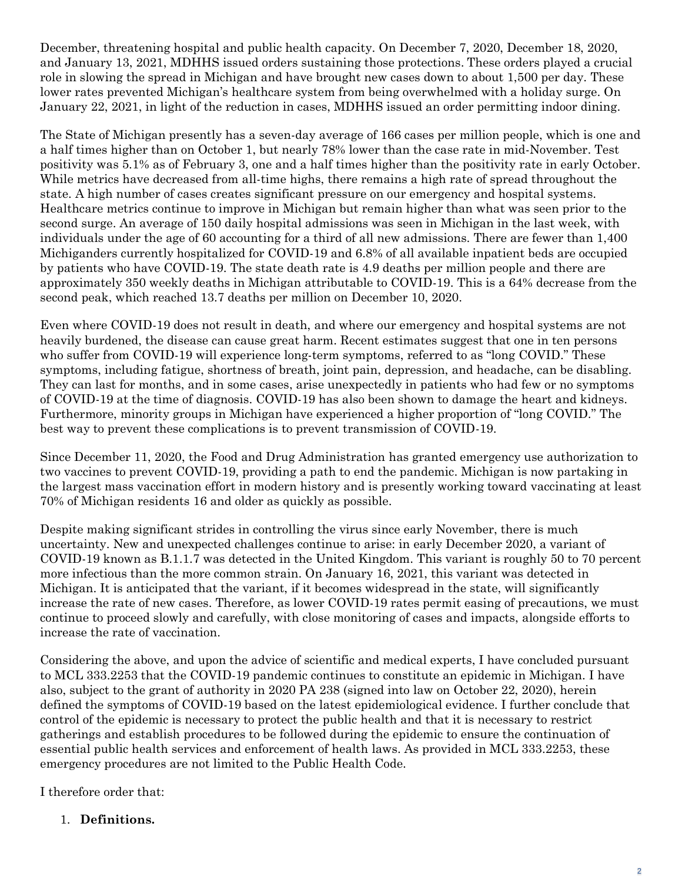December, threatening hospital and public health capacity. On December 7, 2020, December 18, 2020, and January 13, 2021, MDHHS issued orders sustaining those protections. These orders played a crucial role in slowing the spread in Michigan and have brought new cases down to about 1,500 per day. These lower rates prevented Michigan's healthcare system from being overwhelmed with a holiday surge. On January 22, 2021, in light of the reduction in cases, MDHHS issued an order permitting indoor dining.

The State of Michigan presently has a seven-day average of 166 cases per million people, which is one and a half times higher than on October 1, but nearly 78% lower than the case rate in mid-November. Test positivity was 5.1% as of February 3, one and a half times higher than the positivity rate in early October. While metrics have decreased from all-time highs, there remains a high rate of spread throughout the state. A high number of cases creates significant pressure on our emergency and hospital systems. Healthcare metrics continue to improve in Michigan but remain higher than what was seen prior to the second surge. An average of 150 daily hospital admissions was seen in Michigan in the last week, with individuals under the age of 60 accounting for a third of all new admissions. There are fewer than 1,400 Michiganders currently hospitalized for COVID-19 and 6.8% of all available inpatient beds are occupied by patients who have COVID-19. The state death rate is 4.9 deaths per million people and there are approximately 350 weekly deaths in Michigan attributable to COVID-19. This is a 64% decrease from the second peak, which reached 13.7 deaths per million on December 10, 2020.

Even where COVID-19 does not result in death, and where our emergency and hospital systems are not heavily burdened, the disease can cause great harm. Recent estimates suggest that one in ten persons who suffer from COVID-19 will experience long-term symptoms, referred to as "long COVID." These symptoms, including fatigue, shortness of breath, joint pain, depression, and headache, can be disabling. They can last for months, and in some cases, arise unexpectedly in patients who had few or no symptoms of COVID-19 at the time of diagnosis. COVID-19 has also been shown to damage the heart and kidneys. Furthermore, minority groups in Michigan have experienced a higher proportion of "long COVID." The best way to prevent these complications is to prevent transmission of COVID-19.

Since December 11, 2020, the Food and Drug Administration has granted emergency use authorization to two vaccines to prevent COVID-19, providing a path to end the pandemic. Michigan is now partaking in the largest mass vaccination effort in modern history and is presently working toward vaccinating at least 70% of Michigan residents 16 and older as quickly as possible.

Despite making significant strides in controlling the virus since early November, there is much uncertainty. New and unexpected challenges continue to arise: in early December 2020, a variant of COVID-19 known as B.1.1.7 was detected in the United Kingdom. This variant is roughly 50 to 70 percent more infectious than the more common strain. On January 16, 2021, this variant was detected in Michigan. It is anticipated that the variant, if it becomes widespread in the state, will significantly increase the rate of new cases. Therefore, as lower COVID-19 rates permit easing of precautions, we must continue to proceed slowly and carefully, with close monitoring of cases and impacts, alongside efforts to increase the rate of vaccination.

Considering the above, and upon the advice of scientific and medical experts, I have concluded pursuant to MCL 333.2253 that the COVID-19 pandemic continues to constitute an epidemic in Michigan. I have also, subject to the grant of authority in 2020 PA 238 (signed into law on October 22, 2020), herein defined the symptoms of COVID-19 based on the latest epidemiological evidence. I further conclude that control of the epidemic is necessary to protect the public health and that it is necessary to restrict gatherings and establish procedures to be followed during the epidemic to ensure the continuation of essential public health services and enforcement of health laws. As provided in MCL 333.2253, these emergency procedures are not limited to the Public Health Code.

I therefore order that:

1. **Definitions.**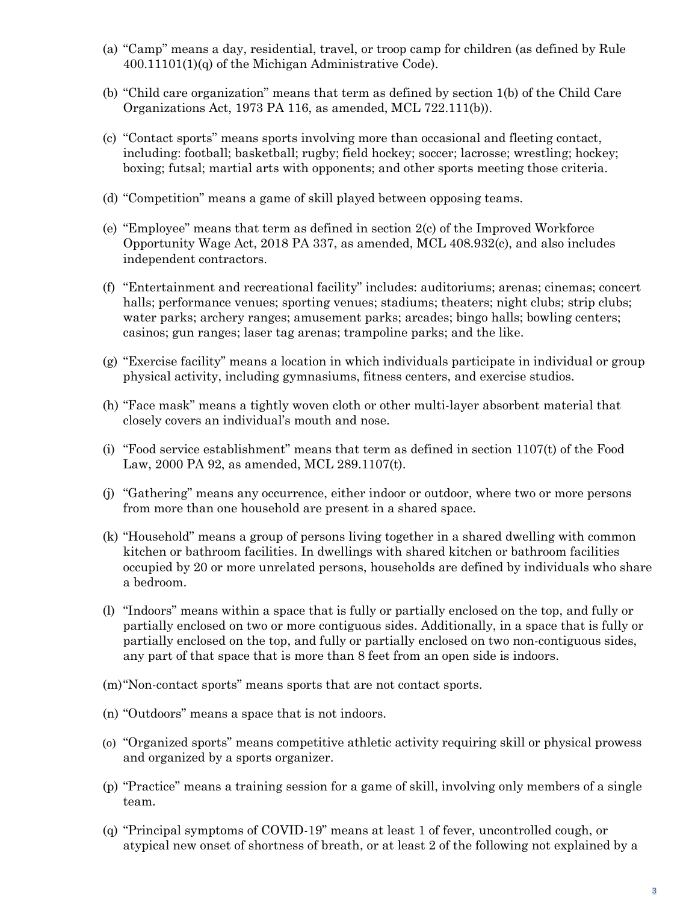(a) "Camp" means a day, residential, travel, or troop camp for children (as defined by Rule 400.11101(1)(q) of the Michigan Administrative Code).

(b) "Child care organization" means that term as defined by section 1(b) of the Child Care Organizations Act, 1973 PA 116, as amended, MCL 722.111(b)).

(c) "Contact sports" means sports involving more than occasional and fleeting contact, including: football; basketball; rugby; field hockey; soccer; lacrosse; wrestling; hockey; boxing; futsal; martial arts with opponents; and other sports meeting those criteria.

(d) "Competition" means a game of skill played between opposing teams.

(e) "Employee" means that term as defined in section 2(c) of the Improved Workforce Opportunity Wage Act, 2018 PA 337, as amended, MCL 408.932(c), and also includes independent contractors.

(f) "Entertainment and recreational facility" includes: auditoriums; arenas; cinemas; concert halls; performance venues; sporting venues; stadiums; theaters; night clubs; strip clubs; water parks; archery ranges; amusement parks; arcades; bingo halls; bowling centers; casinos; gun ranges; laser tag arenas; trampoline parks; and the like.

(g) "Exercise facility" means a location in which individuals participate in individual or group physical activity, including gymnasiums, fitness centers, and exercise studios.

(h) "Face mask" means a tightly woven cloth or other multi-layer absorbent material that closely covers an individual's mouth and nose.

(i) "Food service establishment" means that term as defined in section 1107(t) of the Food Law, 2000 PA 92, as amended, MCL 289.1107(t).

(j) "Gathering" means any occurrence, either indoor or outdoor, where two or more persons from more than one household are present in a shared space.

(k) "Household" means a group of persons living together in a shared dwelling with common kitchen or bathroom facilities. In dwellings with shared kitchen or bathroom facilities occupied by 20 or more unrelated persons, households are defined by individuals who share a bedroom.

(l) "Indoors" means within a space that is fully or partially enclosed on the top, and fully or partially enclosed on two or more contiguous sides. Additionally, in a space that is fully or partially enclosed on the top, and fully or partially enclosed on two non-contiguous sides, any part of that space that is more than 8 feet from an open side is indoors.

(m) "Non-contact sports" means sports that are not contact sports.

(n) "Outdoors" means a space that is not indoors.

(o) "Organized sports" means competitive athletic activity requiring skill or physical prowess and organized by a sports organizer.

(p) "Practice" means a training session for a game of skill, involving only members of a single team.

(q) "Principal symptoms of COVID-19" means at least 1 of fever, uncontrolled cough, or atypical new onset of shortness of breath, or at least 2 of the following not explained by a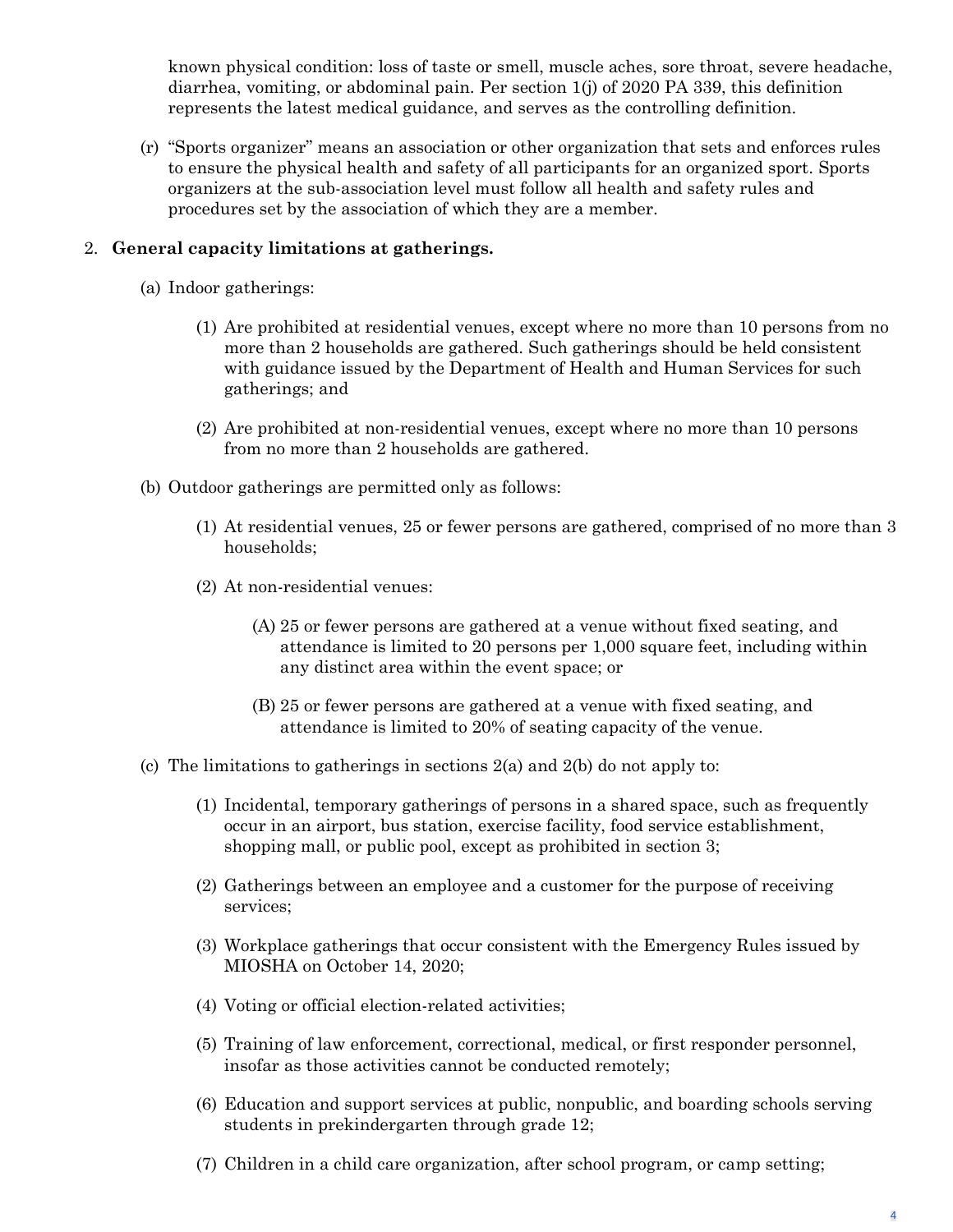known physical condition: loss of taste or smell, muscle aches, sore throat, severe headache, diarrhea, vomiting, or abdominal pain. Per section 1(j) of 2020 PA 339, this definition represents the latest medical guidance, and serves as the controlling definition.

(r) "Sports organizer" means an association or other organization that sets and enforces rules to ensure the physical health and safety of all participants for an organized sport. Sports organizers at the sub-association level must follow all health and safety rules and procedures set by the association of which they are a member.

2. **General capacity limitations at gatherings.**

   (a) Indoor gatherings:

   (1) Are prohibited at residential venues, except where no more than 10 persons from no more than 2 households are gathered. Such gatherings should be held consistent with guidance issued by the Department of Health and Human Services for such gatherings; and

   (2) Are prohibited at non-residential venues, except where no more than 10 persons from no more than 2 households are gathered.

   (b) Outdoor gatherings are permitted only as follows:

   (1) At residential venues, 25 or fewer persons are gathered, comprised of no more than 3 households;

   (2) At non-residential venues:

   (A) 25 or fewer persons are gathered at a venue without fixed seating, and attendance is limited to 20 persons per 1,000 square feet, including within any distinct area within the event space; or

   (B) 25 or fewer persons are gathered at a venue with fixed seating, and attendance is limited to 20% of seating capacity of the venue.

   (c) The limitations to gatherings in sections 2(a) and 2(b) do not apply to:

   (1) Incidental, temporary gatherings of persons in a shared space, such as frequently occur in an airport, bus station, exercise facility, food service establishment, shopping mall, or public pool, except as prohibited in section 3;

   (2) Gatherings between an employee and a customer for the purpose of receiving services;

   (3) Workplace gatherings that occur consistent with the Emergency Rules issued by MIOSHA on October 14, 2020;

   (4) Voting or official election-related activities;

   (5) Training of law enforcement, correctional, medical, or first responder personnel, insofar as those activities cannot be conducted remotely;

   (6) Education and support services at public, nonpublic, and boarding schools serving students in prekindergarten through grade 12;

   (7) Children in a child care organization, after school program, or camp setting;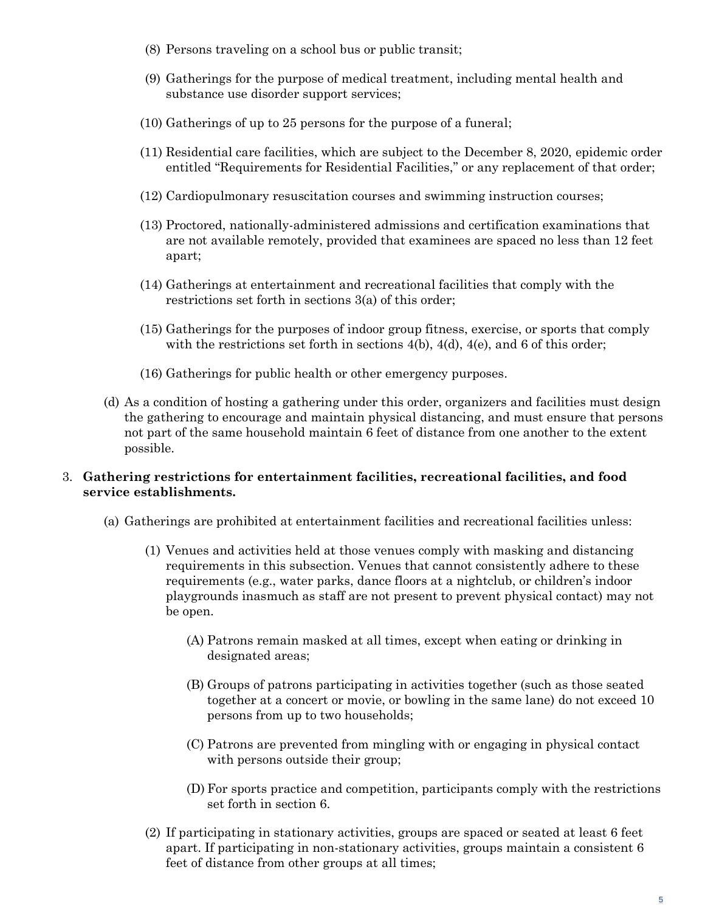(8) Persons traveling on a school bus or public transit;

(9) Gatherings for the purpose of medical treatment, including mental health and substance use disorder support services;

(10) Gatherings of up to 25 persons for the purpose of a funeral;

(11) Residential care facilities, which are subject to the December 8, 2020, epidemic order entitled "Requirements for Residential Facilities," or any replacement of that order;

(12) Cardiopulmonary resuscitation courses and swimming instruction courses;

(13) Proctored, nationally-administered admissions and certification examinations that are not available remotely, provided that examinees are spaced no less than 12 feet apart;

(14) Gatherings at entertainment and recreational facilities that comply with the restrictions set forth in sections 3(a) of this order;

(15) Gatherings for the purposes of indoor group fitness, exercise, or sports that comply with the restrictions set forth in sections 4(b), 4(d), 4(e), and 6 of this order;

(16) Gatherings for public health or other emergency purposes.

(d) As a condition of hosting a gathering under this order, organizers and facilities must design the gathering to encourage and maintain physical distancing, and must ensure that persons not part of the same household maintain 6 feet of distance from one another to the extent possible.

3. **Gathering restrictions for entertainment facilities, recreational facilities, and food service establishments.**

(a) Gatherings are prohibited at entertainment facilities and recreational facilities unless:

(1) Venues and activities held at those venues comply with masking and distancing requirements in this subsection. Venues that cannot consistently adhere to these requirements (e.g., water parks, dance floors at a nightclub, or children's indoor playgrounds inasmuch as staff are not present to prevent physical contact) may not be open.

(A) Patrons remain masked at all times, except when eating or drinking in designated areas;

(B) Groups of patrons participating in activities together (such as those seated together at a concert or movie, or bowling in the same lane) do not exceed 10 persons from up to two households;

(C) Patrons are prevented from mingling with or engaging in physical contact with persons outside their group;

(D) For sports practice and competition, participants comply with the restrictions set forth in section 6.

(2) If participating in stationary activities, groups are spaced or seated at least 6 feet apart. If participating in non-stationary activities, groups maintain a consistent 6 feet of distance from other groups at all times;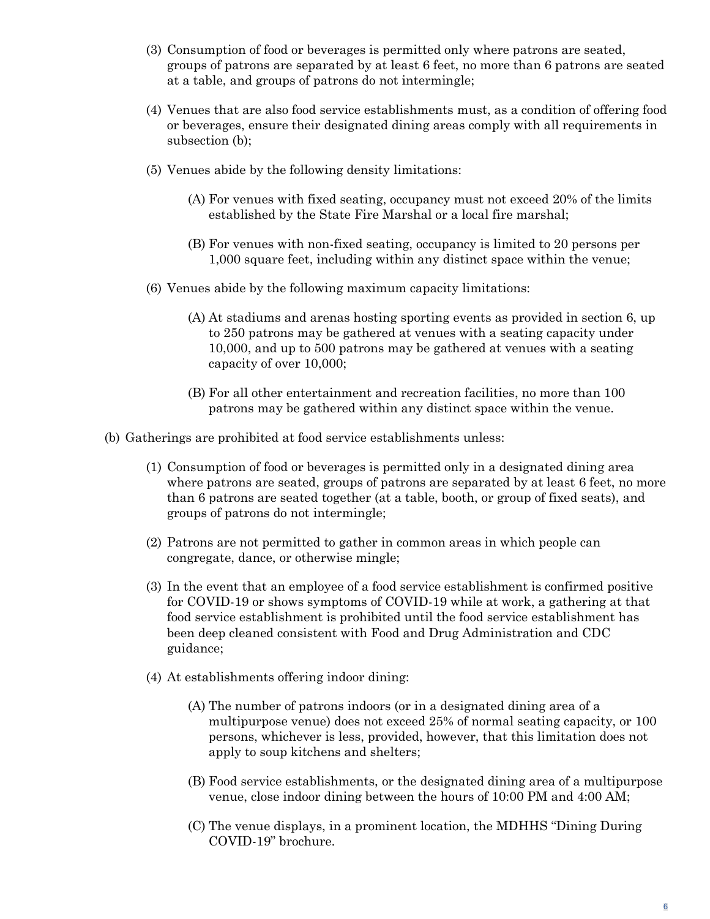(3) Consumption of food or beverages is permitted only where patrons are seated, groups of patrons are separated by at least 6 feet, no more than 6 patrons are seated at a table, and groups of patrons do not intermingle;

(4) Venues that are also food service establishments must, as a condition of offering food or beverages, ensure their designated dining areas comply with all requirements in subsection (b);

(5) Venues abide by the following density limitations:

(A) For venues with fixed seating, occupancy must not exceed 20% of the limits established by the State Fire Marshal or a local fire marshal;

(B) For venues with non-fixed seating, occupancy is limited to 20 persons per 1,000 square feet, including within any distinct space within the venue;

(6) Venues abide by the following maximum capacity limitations:

(A) At stadiums and arenas hosting sporting events as provided in section 6, up to 250 patrons may be gathered at venues with a seating capacity under 10,000, and up to 500 patrons may be gathered at venues with a seating capacity of over 10,000;

(B) For all other entertainment and recreation facilities, no more than 100 patrons may be gathered within any distinct space within the venue.

(b) Gatherings are prohibited at food service establishments unless:

(1) Consumption of food or beverages is permitted only in a designated dining area where patrons are seated, groups of patrons are separated by at least 6 feet, no more than 6 patrons are seated together (at a table, booth, or group of fixed seats), and groups of patrons do not intermingle;

(2) Patrons are not permitted to gather in common areas in which people can congregate, dance, or otherwise mingle;

(3) In the event that an employee of a food service establishment is confirmed positive for COVID-19 or shows symptoms of COVID-19 while at work, a gathering at that food service establishment is prohibited until the food service establishment has been deep cleaned consistent with Food and Drug Administration and CDC guidance;

(4) At establishments offering indoor dining:

(A) The number of patrons indoors (or in a designated dining area of a multipurpose venue) does not exceed 25% of normal seating capacity, or 100 persons, whichever is less, provided, however, that this limitation does not apply to soup kitchens and shelters;

(B) Food service establishments, or the designated dining area of a multipurpose venue, close indoor dining between the hours of 10:00 PM and 4:00 AM;

(C) The venue displays, in a prominent location, the MDHHS "Dining During COVID-19" brochure.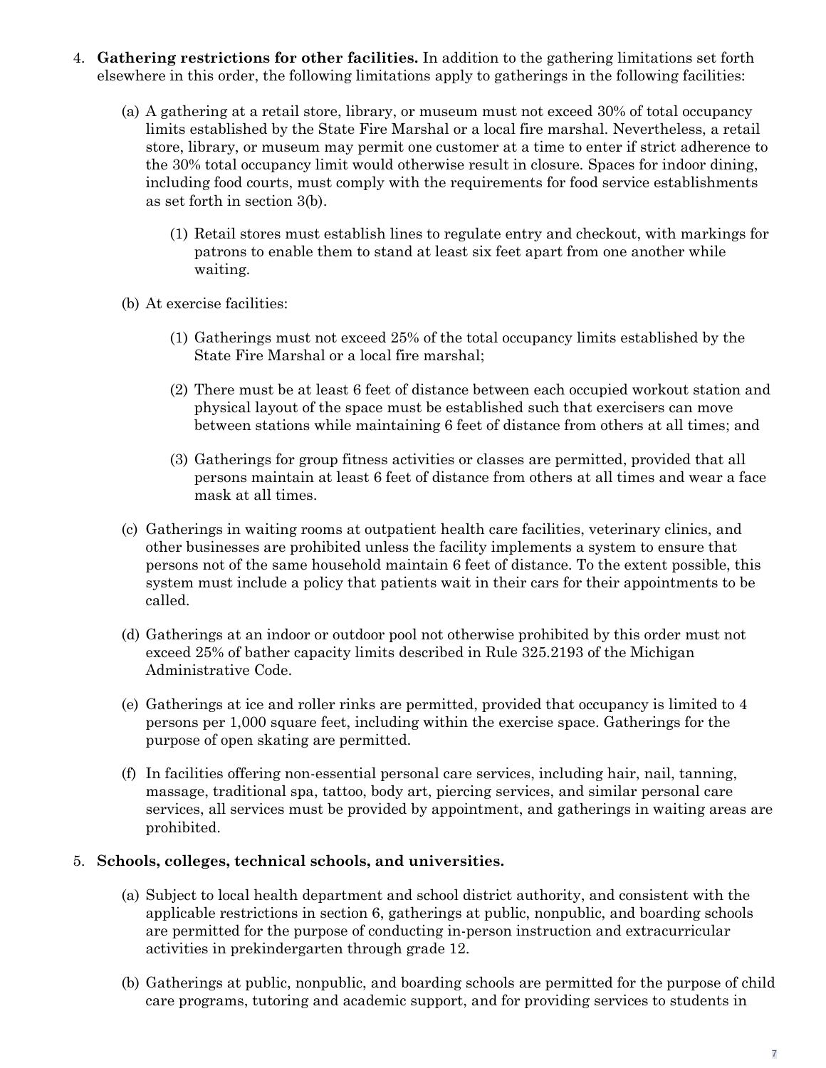4. **Gathering restrictions for other facilities.** In addition to the gathering limitations set forth elsewhere in this order, the following limitations apply to gatherings in the following facilities:

   (a) A gathering at a retail store, library, or museum must not exceed 30% of total occupancy limits established by the State Fire Marshal or a local fire marshal. Nevertheless, a retail store, library, or museum may permit one customer at a time to enter if strict adherence to the 30% total occupancy limit would otherwise result in closure. Spaces for indoor dining, including food courts, must comply with the requirements for food service establishments as set forth in section 3(b).

      (1) Retail stores must establish lines to regulate entry and checkout, with markings for patrons to enable them to stand at least six feet apart from one another while waiting.

   (b) At exercise facilities:

      (1) Gatherings must not exceed 25% of the total occupancy limits established by the State Fire Marshal or a local fire marshal;

      (2) There must be at least 6 feet of distance between each occupied workout station and physical layout of the space must be established such that exercisers can move between stations while maintaining 6 feet of distance from others at all times; and

      (3) Gatherings for group fitness activities or classes are permitted, provided that all persons maintain at least 6 feet of distance from others at all times and wear a face mask at all times.

   (c) Gatherings in waiting rooms at outpatient health care facilities, veterinary clinics, and other businesses are prohibited unless the facility implements a system to ensure that persons not of the same household maintain 6 feet of distance. To the extent possible, this system must include a policy that patients wait in their cars for their appointments to be called.

   (d) Gatherings at an indoor or outdoor pool not otherwise prohibited by this order must not exceed 25% of bather capacity limits described in Rule 325.2193 of the Michigan Administrative Code.

   (e) Gatherings at ice and roller rinks are permitted, provided that occupancy is limited to 4 persons per 1,000 square feet, including within the exercise space. Gatherings for the purpose of open skating are permitted.

   (f) In facilities offering non-essential personal care services, including hair, nail, tanning, massage, traditional spa, tattoo, body art, piercing services, and similar personal care services, all services must be provided by appointment, and gatherings in waiting areas are prohibited.

5. **Schools, colleges, technical schools, and universities.**

   (a) Subject to local health department and school district authority, and consistent with the applicable restrictions in section 6, gatherings at public, nonpublic, and boarding schools are permitted for the purpose of conducting in-person instruction and extracurricular activities in prekindergarten through grade 12.

   (b) Gatherings at public, nonpublic, and boarding schools are permitted for the purpose of child care programs, tutoring and academic support, and for providing services to students in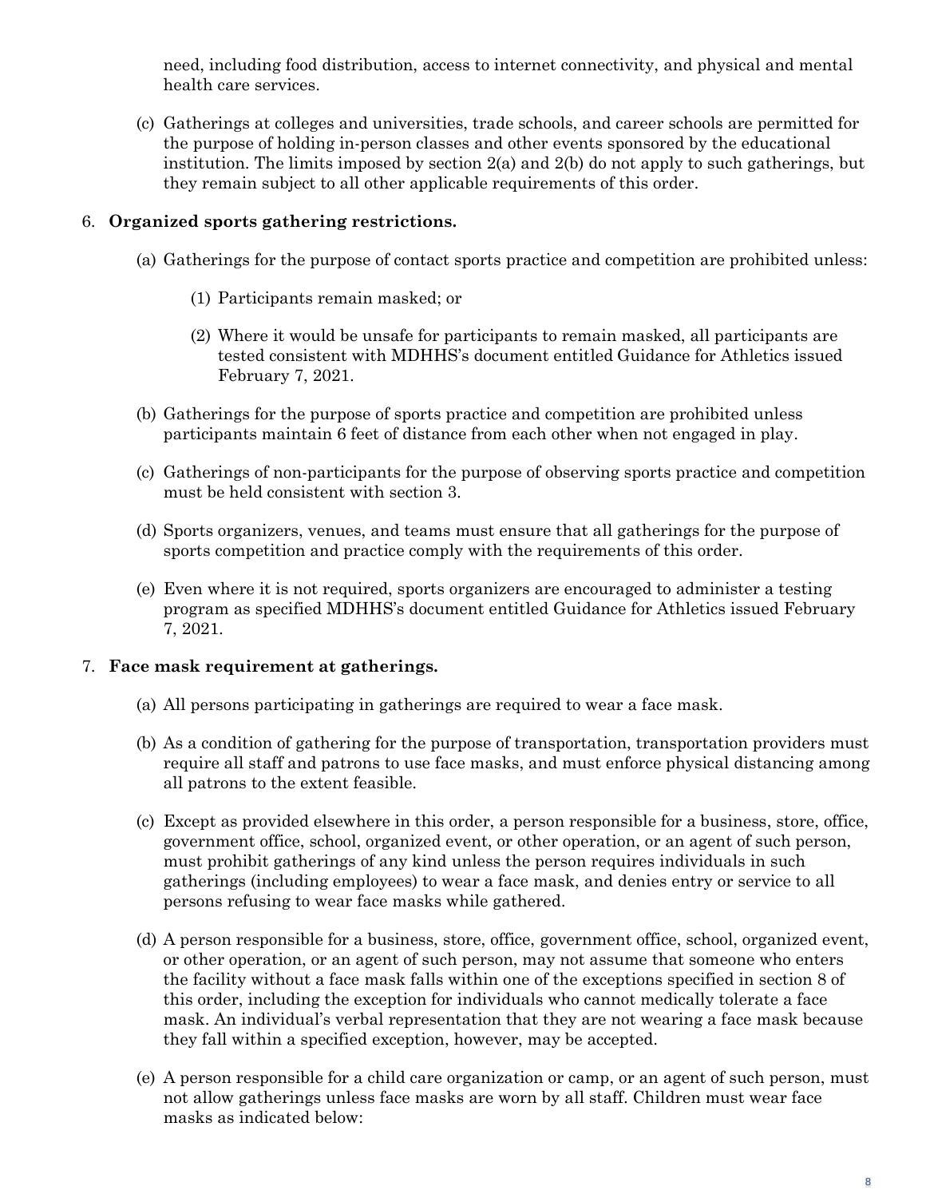need, including food distribution, access to internet connectivity, and physical and mental health care services.

(c) Gatherings at colleges and universities, trade schools, and career schools are permitted for the purpose of holding in-person classes and other events sponsored by the educational institution. The limits imposed by section 2(a) and 2(b) do not apply to such gatherings, but they remain subject to all other applicable requirements of this order.

6. **Organized sports gathering restrictions.**

   (a) Gatherings for the purpose of contact sports practice and competition are prohibited unless:

      (1) Participants remain masked; or

      (2) Where it would be unsafe for participants to remain masked, all participants are tested consistent with MDHHS's document entitled Guidance for Athletics issued February 7, 2021.

   (b) Gatherings for the purpose of sports practice and competition are prohibited unless participants maintain 6 feet of distance from each other when not engaged in play.

   (c) Gatherings of non-participants for the purpose of observing sports practice and competition must be held consistent with section 3.

   (d) Sports organizers, venues, and teams must ensure that all gatherings for the purpose of sports competition and practice comply with the requirements of this order.

   (e) Even where it is not required, sports organizers are encouraged to administer a testing program as specified MDHHS's document entitled Guidance for Athletics issued February 7, 2021.

7. **Face mask requirement at gatherings.**

   (a) All persons participating in gatherings are required to wear a face mask.

   (b) As a condition of gathering for the purpose of transportation, transportation providers must require all staff and patrons to use face masks, and must enforce physical distancing among all patrons to the extent feasible.

   (c) Except as provided elsewhere in this order, a person responsible for a business, store, office, government office, school, organized event, or other operation, or an agent of such person, must prohibit gatherings of any kind unless the person requires individuals in such gatherings (including employees) to wear a face mask, and denies entry or service to all persons refusing to wear face masks while gathered.

   (d) A person responsible for a business, store, office, government office, school, organized event, or other operation, or an agent of such person, may not assume that someone who enters the facility without a face mask falls within one of the exceptions specified in section 8 of this order, including the exception for individuals who cannot medically tolerate a face mask. An individual's verbal representation that they are not wearing a face mask because they fall within a specified exception, however, may be accepted.

   (e) A person responsible for a child care organization or camp, or an agent of such person, must not allow gatherings unless face masks are worn by all staff. Children must wear face masks as indicated below: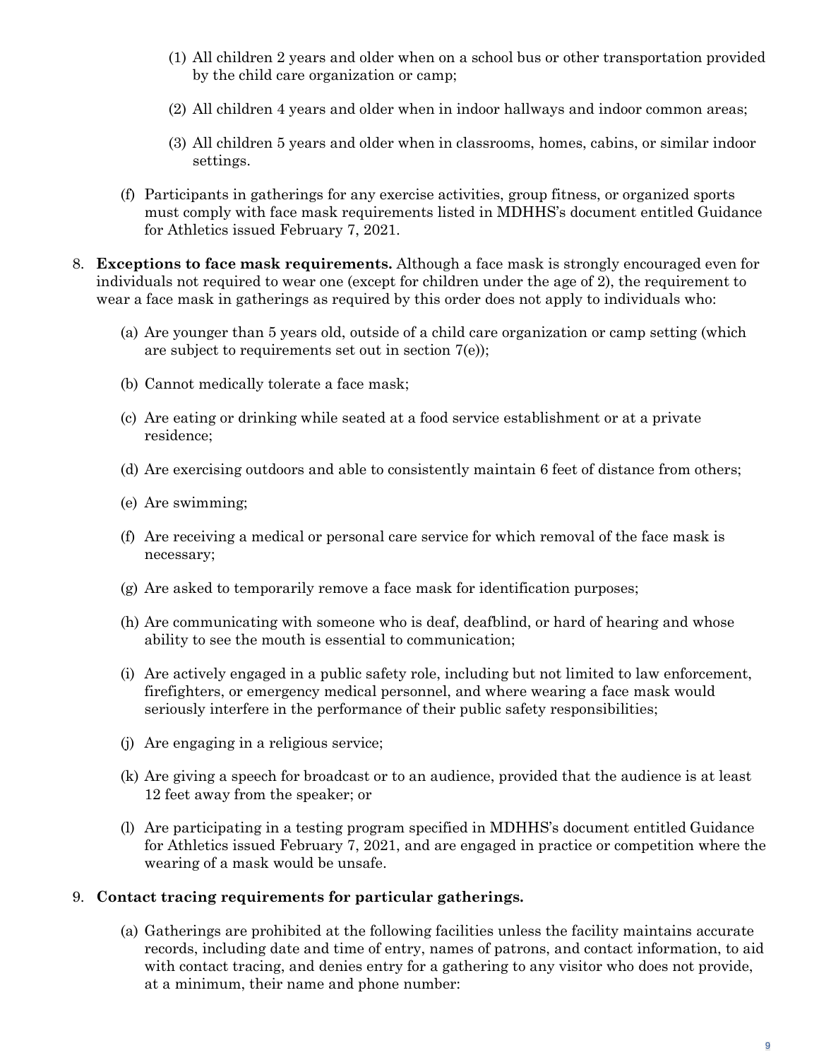(1) All children 2 years and older when on a school bus or other transportation provided by the child care organization or camp;

(2) All children 4 years and older when in indoor hallways and indoor common areas;

(3) All children 5 years and older when in classrooms, homes, cabins, or similar indoor settings.

(f) Participants in gatherings for any exercise activities, group fitness, or organized sports must comply with face mask requirements listed in MDHHS's document entitled Guidance for Athletics issued February 7, 2021.

8. **Exceptions to face mask requirements.** Although a face mask is strongly encouraged even for individuals not required to wear one (except for children under the age of 2), the requirement to wear a face mask in gatherings as required by this order does not apply to individuals who:

   (a) Are younger than 5 years old, outside of a child care organization or camp setting (which are subject to requirements set out in section 7(e));

   (b) Cannot medically tolerate a face mask;

   (c) Are eating or drinking while seated at a food service establishment or at a private residence;

   (d) Are exercising outdoors and able to consistently maintain 6 feet of distance from others;

   (e) Are swimming;

   (f) Are receiving a medical or personal care service for which removal of the face mask is necessary;

   (g) Are asked to temporarily remove a face mask for identification purposes;

   (h) Are communicating with someone who is deaf, deafblind, or hard of hearing and whose ability to see the mouth is essential to communication;

   (i) Are actively engaged in a public safety role, including but not limited to law enforcement, firefighters, or emergency medical personnel, and where wearing a face mask would seriously interfere in the performance of their public safety responsibilities;

   (j) Are engaging in a religious service;

   (k) Are giving a speech for broadcast or to an audience, provided that the audience is at least 12 feet away from the speaker; or

   (l) Are participating in a testing program specified in MDHHS's document entitled Guidance for Athletics issued February 7, 2021, and are engaged in practice or competition where the wearing of a mask would be unsafe.

9. **Contact tracing requirements for particular gatherings.**

   (a) Gatherings are prohibited at the following facilities unless the facility maintains accurate records, including date and time of entry, names of patrons, and contact information, to aid with contact tracing, and denies entry for a gathering to any visitor who does not provide, at a minimum, their name and phone number: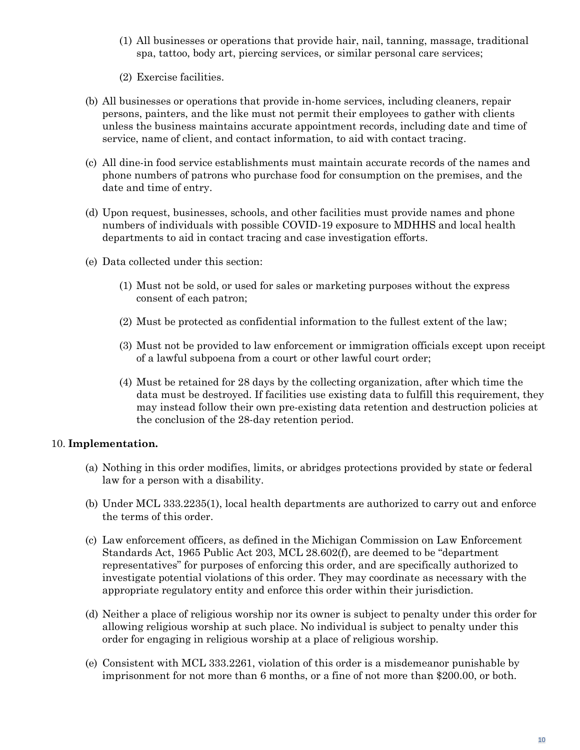(1) All businesses or operations that provide hair, nail, tanning, massage, traditional spa, tattoo, body art, piercing services, or similar personal care services;

(2) Exercise facilities.

(b) All businesses or operations that provide in-home services, including cleaners, repair persons, painters, and the like must not permit their employees to gather with clients unless the business maintains accurate appointment records, including date and time of service, name of client, and contact information, to aid with contact tracing.

(c) All dine-in food service establishments must maintain accurate records of the names and phone numbers of patrons who purchase food for consumption on the premises, and the date and time of entry.

(d) Upon request, businesses, schools, and other facilities must provide names and phone numbers of individuals with possible COVID-19 exposure to MDHHS and local health departments to aid in contact tracing and case investigation efforts.

(e) Data collected under this section:

(1) Must not be sold, or used for sales or marketing purposes without the express consent of each patron;

(2) Must be protected as confidential information to the fullest extent of the law;

(3) Must not be provided to law enforcement or immigration officials except upon receipt of a lawful subpoena from a court or other lawful court order;

(4) Must be retained for 28 days by the collecting organization, after which time the data must be destroyed. If facilities use existing data to fulfill this requirement, they may instead follow their own pre-existing data retention and destruction policies at the conclusion of the 28-day retention period.

10. **Implementation.**

(a) Nothing in this order modifies, limits, or abridges protections provided by state or federal law for a person with a disability.

(b) Under MCL 333.2235(1), local health departments are authorized to carry out and enforce the terms of this order.

(c) Law enforcement officers, as defined in the Michigan Commission on Law Enforcement Standards Act, 1965 Public Act 203, MCL 28.602(f), are deemed to be "department representatives" for purposes of enforcing this order, and are specifically authorized to investigate potential violations of this order. They may coordinate as necessary with the appropriate regulatory entity and enforce this order within their jurisdiction.

(d) Neither a place of religious worship nor its owner is subject to penalty under this order for allowing religious worship at such place. No individual is subject to penalty under this order for engaging in religious worship at a place of religious worship.

(e) Consistent with MCL 333.2261, violation of this order is a misdemeanor punishable by imprisonment for not more than 6 months, or a fine of not more than $200.00, or both.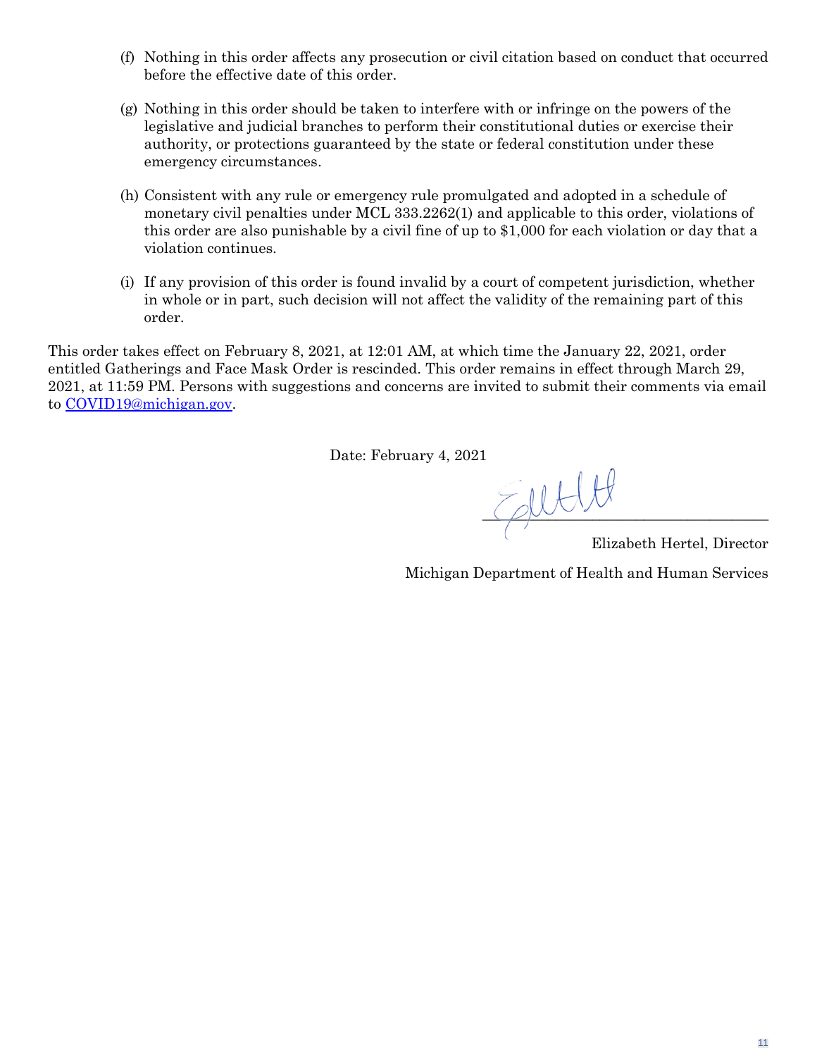(f) Nothing in this order affects any prosecution or civil citation based on conduct that occurred before the effective date of this order.

(g) Nothing in this order should be taken to interfere with or infringe on the powers of the legislative and judicial branches to perform their constitutional duties or exercise their authority, or protections guaranteed by the state or federal constitution under these emergency circumstances.

(h) Consistent with any rule or emergency rule promulgated and adopted in a schedule of monetary civil penalties under MCL 333.2262(1) and applicable to this order, violations of this order are also punishable by a civil fine of up to $1,000 for each violation or day that a violation continues.

(i) If any provision of this order is found invalid by a court of competent jurisdiction, whether in whole or in part, such decision will not affect the validity of the remaining part of this order.

This order takes effect on February 8, 2021, at 12:01 AM, at which time the January 22, 2021, order entitled Gatherings and Face Mask Order is rescinded. This order remains in effect through March 29, 2021, at 11:59 PM. Persons with suggestions and concerns are invited to submit their comments via email to [COVID19@michigan.gov](mailto:COVID19@michigan.gov).

Date: February 4, 2021

\_\_\_\_\_\_\_\_\_\_\_\_\_\_\_\_\_\_\_\_\_\_\_\_\_\_\_\_\_\_\_\_\_\_

Elizabeth Hertel, Director

Michigan Department of Health and Human Services